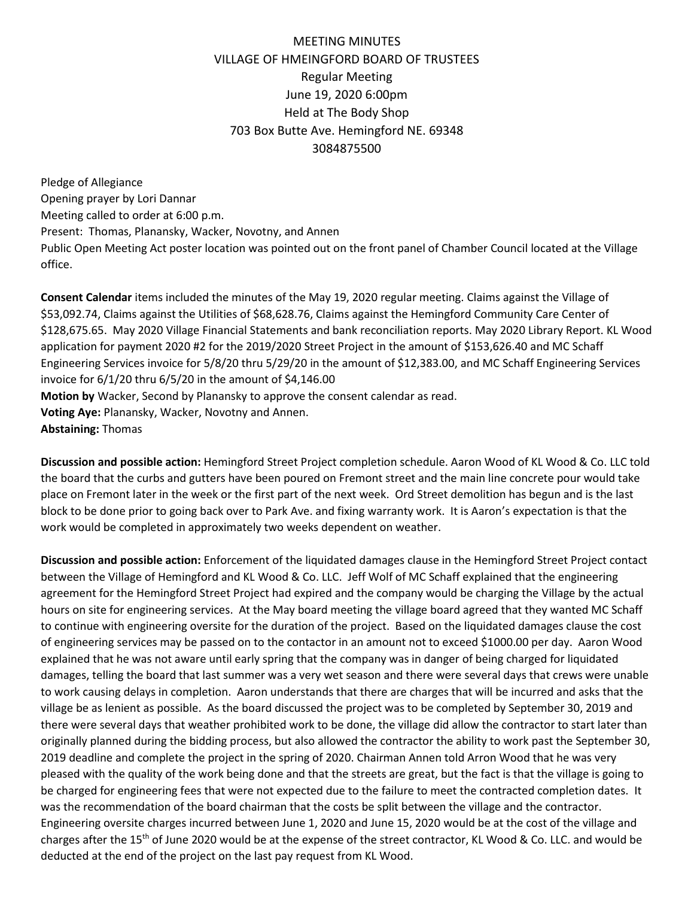MEETING MINUTES
VILLAGE OF HMEINGFORD BOARD OF TRUSTEES
Regular Meeting
June 19, 2020 6:00pm
Held at The Body Shop
703 Box Butte Ave. Hemingford NE. 69348
3084875500

Pledge of Allegiance
Opening prayer by Lori Dannar
Meeting called to order at 6:00 p.m.
Present: Thomas, Planansky, Wacker, Novotny, and Annen
Public Open Meeting Act poster location was pointed out on the front panel of Chamber Council located at the Village office.

**Consent Calendar** items included the minutes of the May 19, 2020 regular meeting. Claims against the Village of $53,092.74, Claims against the Utilities of $68,628.76, Claims against the Hemingford Community Care Center of $128,675.65. May 2020 Village Financial Statements and bank reconciliation reports. May 2020 Library Report. KL Wood application for payment 2020 #2 for the 2019/2020 Street Project in the amount of $153,626.40 and MC Schaff Engineering Services invoice for 5/8/20 thru 5/29/20 in the amount of $12,383.00, and MC Schaff Engineering Services invoice for 6/1/20 thru 6/5/20 in the amount of $4,146.00
**Motion by** Wacker, Second by Planansky to approve the consent calendar as read.
**Voting Aye:** Planansky, Wacker, Novotny and Annen.
**Abstaining:** Thomas

**Discussion and possible action:** Hemingford Street Project completion schedule. Aaron Wood of KL Wood & Co. LLC told the board that the curbs and gutters have been poured on Fremont street and the main line concrete pour would take place on Fremont later in the week or the first part of the next week. Ord Street demolition has begun and is the last block to be done prior to going back over to Park Ave. and fixing warranty work. It is Aaron's expectation is that the work would be completed in approximately two weeks dependent on weather.

**Discussion and possible action:** Enforcement of the liquidated damages clause in the Hemingford Street Project contact between the Village of Hemingford and KL Wood & Co. LLC. Jeff Wolf of MC Schaff explained that the engineering agreement for the Hemingford Street Project had expired and the company would be charging the Village by the actual hours on site for engineering services. At the May board meeting the village board agreed that they wanted MC Schaff to continue with engineering oversite for the duration of the project. Based on the liquidated damages clause the cost of engineering services may be passed on to the contactor in an amount not to exceed $1000.00 per day. Aaron Wood explained that he was not aware until early spring that the company was in danger of being charged for liquidated damages, telling the board that last summer was a very wet season and there were several days that crews were unable to work causing delays in completion. Aaron understands that there are charges that will be incurred and asks that the village be as lenient as possible. As the board discussed the project was to be completed by September 30, 2019 and there were several days that weather prohibited work to be done, the village did allow the contractor to start later than originally planned during the bidding process, but also allowed the contractor the ability to work past the September 30, 2019 deadline and complete the project in the spring of 2020. Chairman Annen told Arron Wood that he was very pleased with the quality of the work being done and that the streets are great, but the fact is that the village is going to be charged for engineering fees that were not expected due to the failure to meet the contracted completion dates. It was the recommendation of the board chairman that the costs be split between the village and the contractor. Engineering oversite charges incurred between June 1, 2020 and June 15, 2020 would be at the cost of the village and charges after the 15th of June 2020 would be at the expense of the street contractor, KL Wood & Co. LLC. and would be deducted at the end of the project on the last pay request from KL Wood.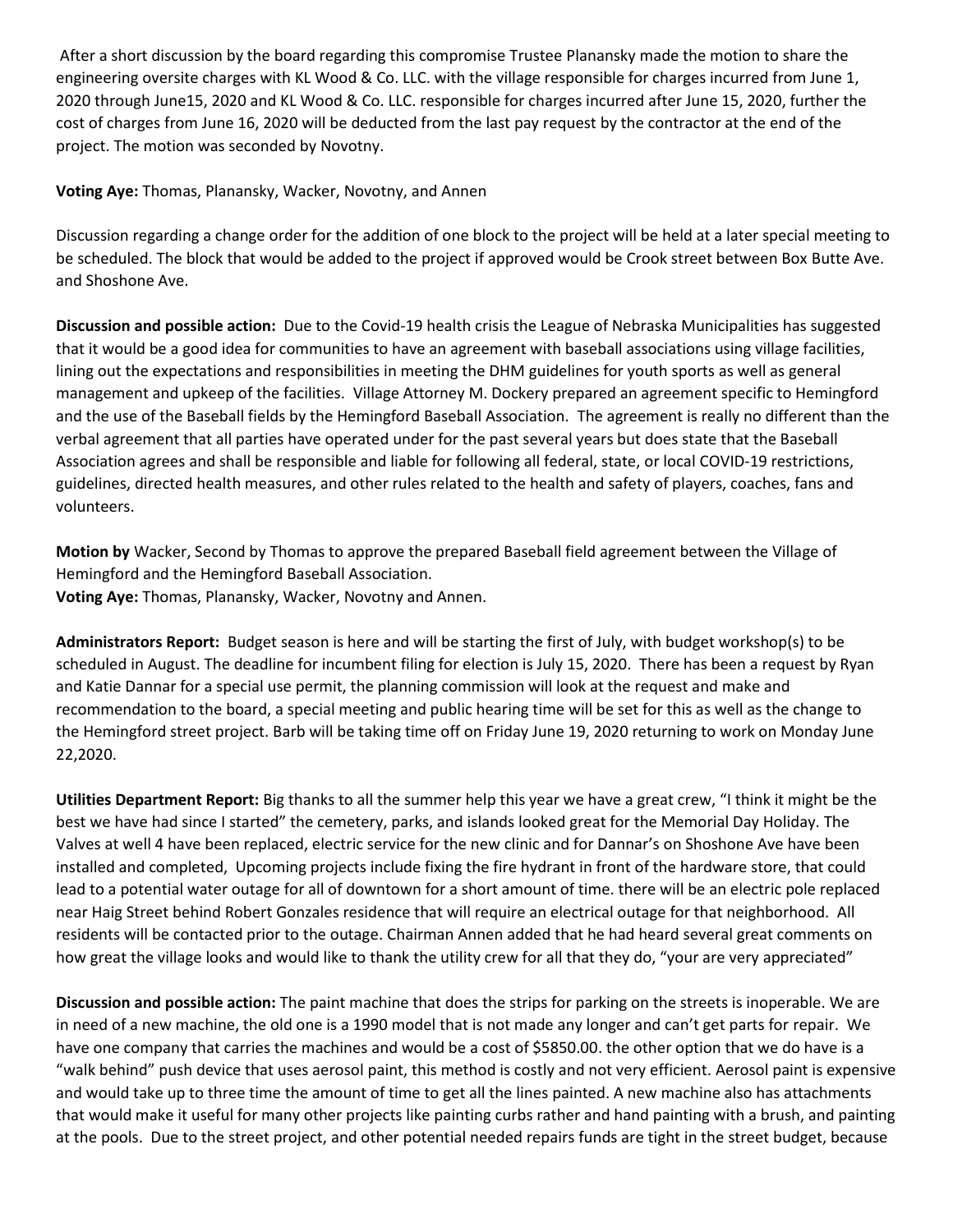After a short discussion by the board regarding this compromise Trustee Planansky made the motion to share the engineering oversite charges with KL Wood & Co. LLC. with the village responsible for charges incurred from June 1, 2020 through June15, 2020 and KL Wood & Co. LLC. responsible for charges incurred after June 15, 2020, further the cost of charges from June 16, 2020 will be deducted from the last pay request by the contractor at the end of the project. The motion was seconded by Novotny.

**Voting Aye:** Thomas, Planansky, Wacker, Novotny, and Annen

Discussion regarding a change order for the addition of one block to the project will be held at a later special meeting to be scheduled. The block that would be added to the project if approved would be Crook street between Box Butte Ave. and Shoshone Ave.

**Discussion and possible action:** Due to the Covid-19 health crisis the League of Nebraska Municipalities has suggested that it would be a good idea for communities to have an agreement with baseball associations using village facilities, lining out the expectations and responsibilities in meeting the DHM guidelines for youth sports as well as general management and upkeep of the facilities. Village Attorney M. Dockery prepared an agreement specific to Hemingford and the use of the Baseball fields by the Hemingford Baseball Association. The agreement is really no different than the verbal agreement that all parties have operated under for the past several years but does state that the Baseball Association agrees and shall be responsible and liable for following all federal, state, or local COVID-19 restrictions, guidelines, directed health measures, and other rules related to the health and safety of players, coaches, fans and volunteers.

**Motion by** Wacker, Second by Thomas to approve the prepared Baseball field agreement between the Village of Hemingford and the Hemingford Baseball Association.
**Voting Aye:** Thomas, Planansky, Wacker, Novotny and Annen.

**Administrators Report:** Budget season is here and will be starting the first of July, with budget workshop(s) to be scheduled in August. The deadline for incumbent filing for election is July 15, 2020. There has been a request by Ryan and Katie Dannar for a special use permit, the planning commission will look at the request and make and recommendation to the board, a special meeting and public hearing time will be set for this as well as the change to the Hemingford street project. Barb will be taking time off on Friday June 19, 2020 returning to work on Monday June 22,2020.

**Utilities Department Report:** Big thanks to all the summer help this year we have a great crew, "I think it might be the best we have had since I started" the cemetery, parks, and islands looked great for the Memorial Day Holiday. The Valves at well 4 have been replaced, electric service for the new clinic and for Dannar's on Shoshone Ave have been installed and completed, Upcoming projects include fixing the fire hydrant in front of the hardware store, that could lead to a potential water outage for all of downtown for a short amount of time. there will be an electric pole replaced near Haig Street behind Robert Gonzales residence that will require an electrical outage for that neighborhood. All residents will be contacted prior to the outage. Chairman Annen added that he had heard several great comments on how great the village looks and would like to thank the utility crew for all that they do, "your are very appreciated"

**Discussion and possible action:** The paint machine that does the strips for parking on the streets is inoperable. We are in need of a new machine, the old one is a 1990 model that is not made any longer and can't get parts for repair. We have one company that carries the machines and would be a cost of $5850.00. the other option that we do have is a "walk behind" push device that uses aerosol paint, this method is costly and not very efficient. Aerosol paint is expensive and would take up to three time the amount of time to get all the lines painted. A new machine also has attachments that would make it useful for many other projects like painting curbs rather and hand painting with a brush, and painting at the pools. Due to the street project, and other potential needed repairs funds are tight in the street budget, because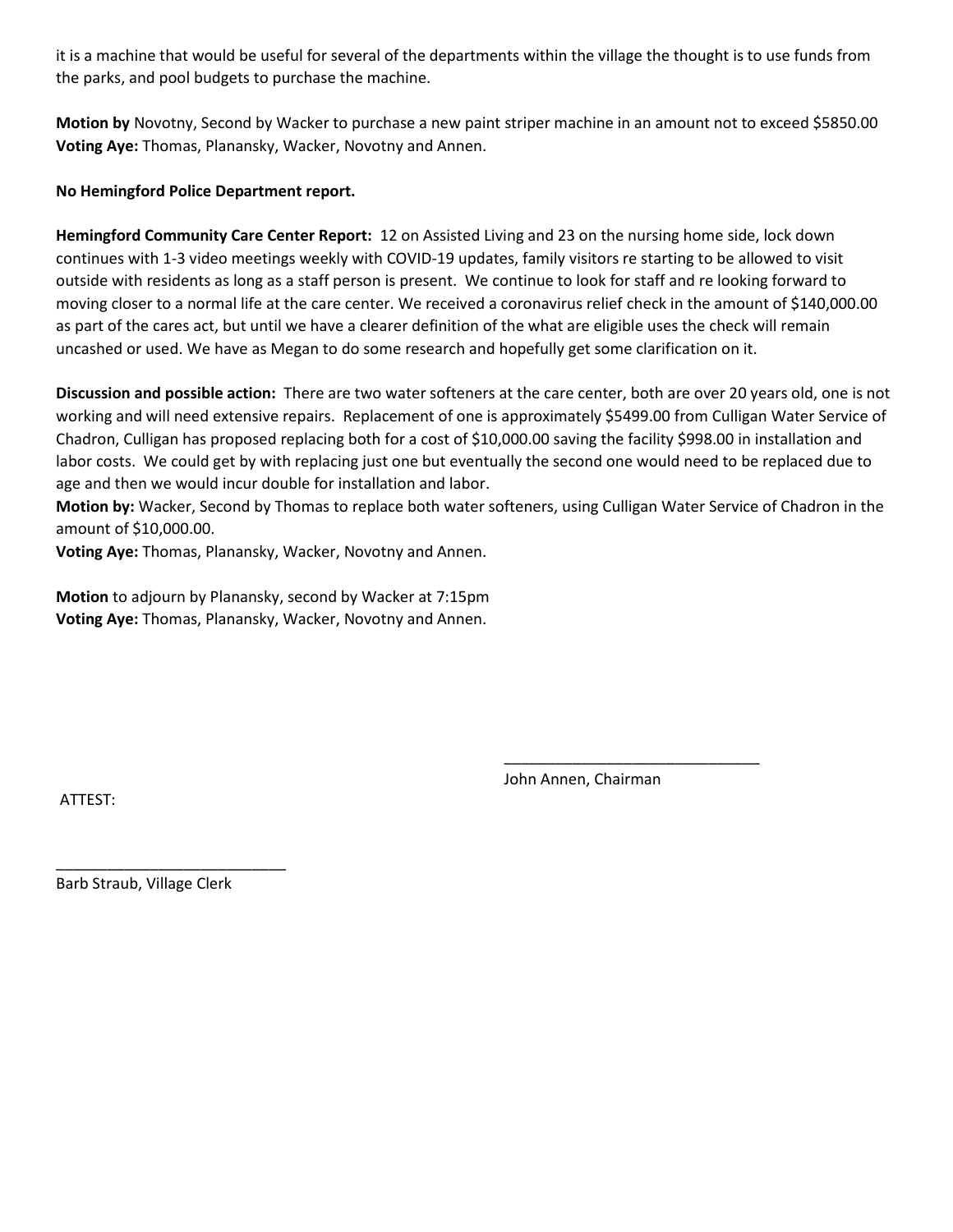it is a machine that would be useful for several of the departments within the village the thought is to use funds from the parks, and pool budgets to purchase the machine.

**Motion by** Novotny, Second by Wacker to purchase a new paint striper machine in an amount not to exceed $5850.00
**Voting Aye:** Thomas, Planansky, Wacker, Novotny and Annen.

**No Hemingford Police Department report.**

**Hemingford Community Care Center Report:** 12 on Assisted Living and 23 on the nursing home side, lock down continues with 1-3 video meetings weekly with COVID-19 updates, family visitors re starting to be allowed to visit outside with residents as long as a staff person is present. We continue to look for staff and re looking forward to moving closer to a normal life at the care center. We received a coronavirus relief check in the amount of $140,000.00 as part of the cares act, but until we have a clearer definition of the what are eligible uses the check will remain uncashed or used. We have as Megan to do some research and hopefully get some clarification on it.

**Discussion and possible action:** There are two water softeners at the care center, both are over 20 years old, one is not working and will need extensive repairs. Replacement of one is approximately $5499.00 from Culligan Water Service of Chadron, Culligan has proposed replacing both for a cost of $10,000.00 saving the facility $998.00 in installation and labor costs. We could get by with replacing just one but eventually the second one would need to be replaced due to age and then we would incur double for installation and labor.
**Motion by:** Wacker, Second by Thomas to replace both water softeners, using Culligan Water Service of Chadron in the amount of $10,000.00.
**Voting Aye:** Thomas, Planansky, Wacker, Novotny and Annen.

**Motion** to adjourn by Planansky, second by Wacker at 7:15pm
**Voting Aye:** Thomas, Planansky, Wacker, Novotny and Annen.

______________________________
John Annen, Chairman

ATTEST:

__________________________
Barb Straub, Village Clerk